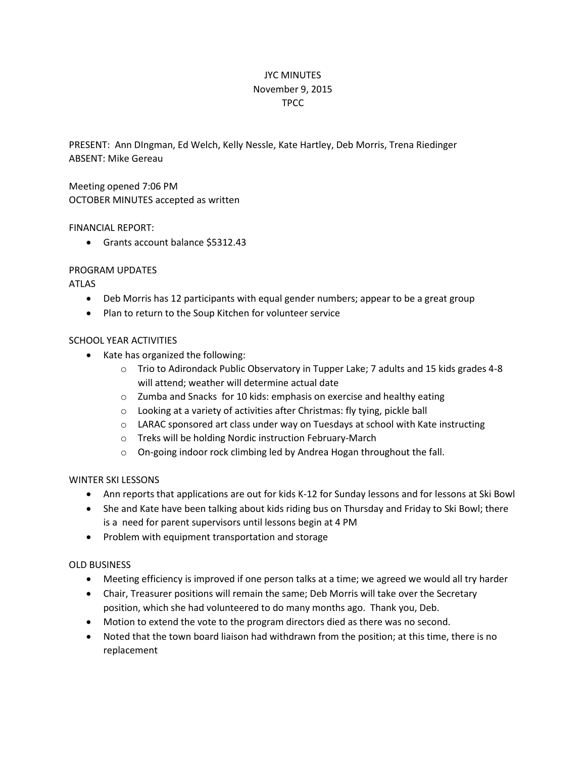# JYC MINUTES
## November 9, 2015
## TPCC

PRESENT: Ann DIngman, Ed Welch, Kelly Nessle, Kate Hartley, Deb Morris, Trena Riedinger
ABSENT: Mike Gereau

Meeting opened 7:06 PM
OCTOBER MINUTES accepted as written

FINANCIAL REPORT:

- Grants account balance $5312.43

PROGRAM UPDATES

ATLAS

- Deb Morris has 12 participants with equal gender numbers; appear to be a great group
- Plan to return to the Soup Kitchen for volunteer service

SCHOOL YEAR ACTIVITIES

- Kate has organized the following:
  - Trio to Adirondack Public Observatory in Tupper Lake; 7 adults and 15 kids grades 4-8 will attend; weather will determine actual date
  - Zumba and Snacks for 10 kids: emphasis on exercise and healthy eating
  - Looking at a variety of activities after Christmas: fly tying, pickle ball
  - LARAC sponsored art class under way on Tuesdays at school with Kate instructing
  - Treks will be holding Nordic instruction February-March
  - On-going indoor rock climbing led by Andrea Hogan throughout the fall.

WINTER SKI LESSONS

- Ann reports that applications are out for kids K-12 for Sunday lessons and for lessons at Ski Bowl
- She and Kate have been talking about kids riding bus on Thursday and Friday to Ski Bowl; there is a need for parent supervisors until lessons begin at 4 PM
- Problem with equipment transportation and storage

OLD BUSINESS

- Meeting efficiency is improved if one person talks at a time; we agreed we would all try harder
- Chair, Treasurer positions will remain the same; Deb Morris will take over the Secretary position, which she had volunteered to do many months ago. Thank you, Deb.
- Motion to extend the vote to the program directors died as there was no second.
- Noted that the town board liaison had withdrawn from the position; at this time, there is no replacement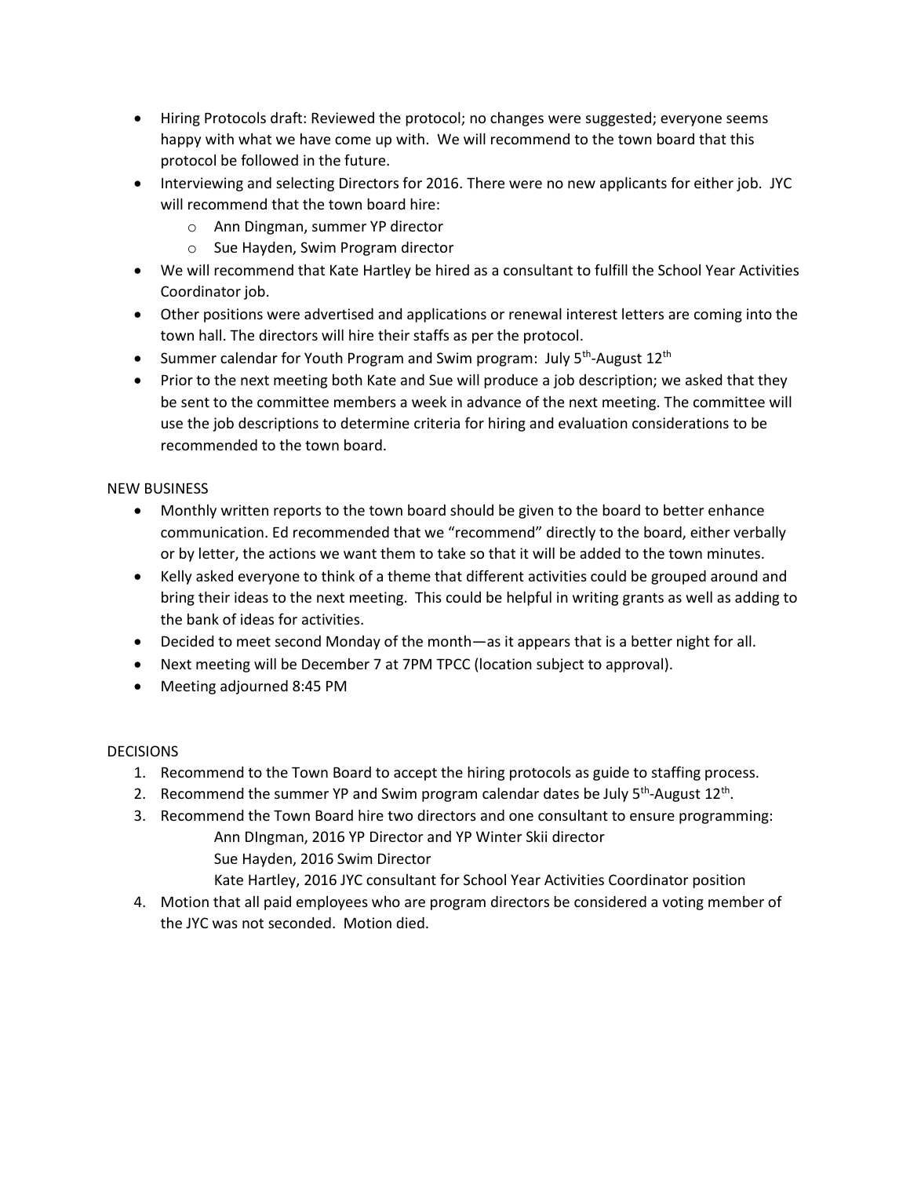- Hiring Protocols draft: Reviewed the protocol; no changes were suggested; everyone seems happy with what we have come up with. We will recommend to the town board that this protocol be followed in the future.
- Interviewing and selecting Directors for 2016. There were no new applicants for either job. JYC will recommend that the town board hire:
  - Ann Dingman, summer YP director
  - Sue Hayden, Swim Program director
- We will recommend that Kate Hartley be hired as a consultant to fulfill the School Year Activities Coordinator job.
- Other positions were advertised and applications or renewal interest letters are coming into the town hall. The directors will hire their staffs as per the protocol.
- Summer calendar for Youth Program and Swim program: July 5th-August 12th
- Prior to the next meeting both Kate and Sue will produce a job description; we asked that they be sent to the committee members a week in advance of the next meeting. The committee will use the job descriptions to determine criteria for hiring and evaluation considerations to be recommended to the town board.

NEW BUSINESS

- Monthly written reports to the town board should be given to the board to better enhance communication. Ed recommended that we "recommend" directly to the board, either verbally or by letter, the actions we want them to take so that it will be added to the town minutes.
- Kelly asked everyone to think of a theme that different activities could be grouped around and bring their ideas to the next meeting. This could be helpful in writing grants as well as adding to the bank of ideas for activities.
- Decided to meet second Monday of the month—as it appears that is a better night for all.
- Next meeting will be December 7 at 7PM TPCC (location subject to approval).
- Meeting adjourned 8:45 PM

DECISIONS

1. Recommend to the Town Board to accept the hiring protocols as guide to staffing process.
2. Recommend the summer YP and Swim program calendar dates be July 5th-August 12th.
3. Recommend the Town Board hire two directors and one consultant to ensure programming:
   Ann DIngman, 2016 YP Director and YP Winter Skii director
   Sue Hayden, 2016 Swim Director
   Kate Hartley, 2016 JYC consultant for School Year Activities Coordinator position
4. Motion that all paid employees who are program directors be considered a voting member of the JYC was not seconded. Motion died.